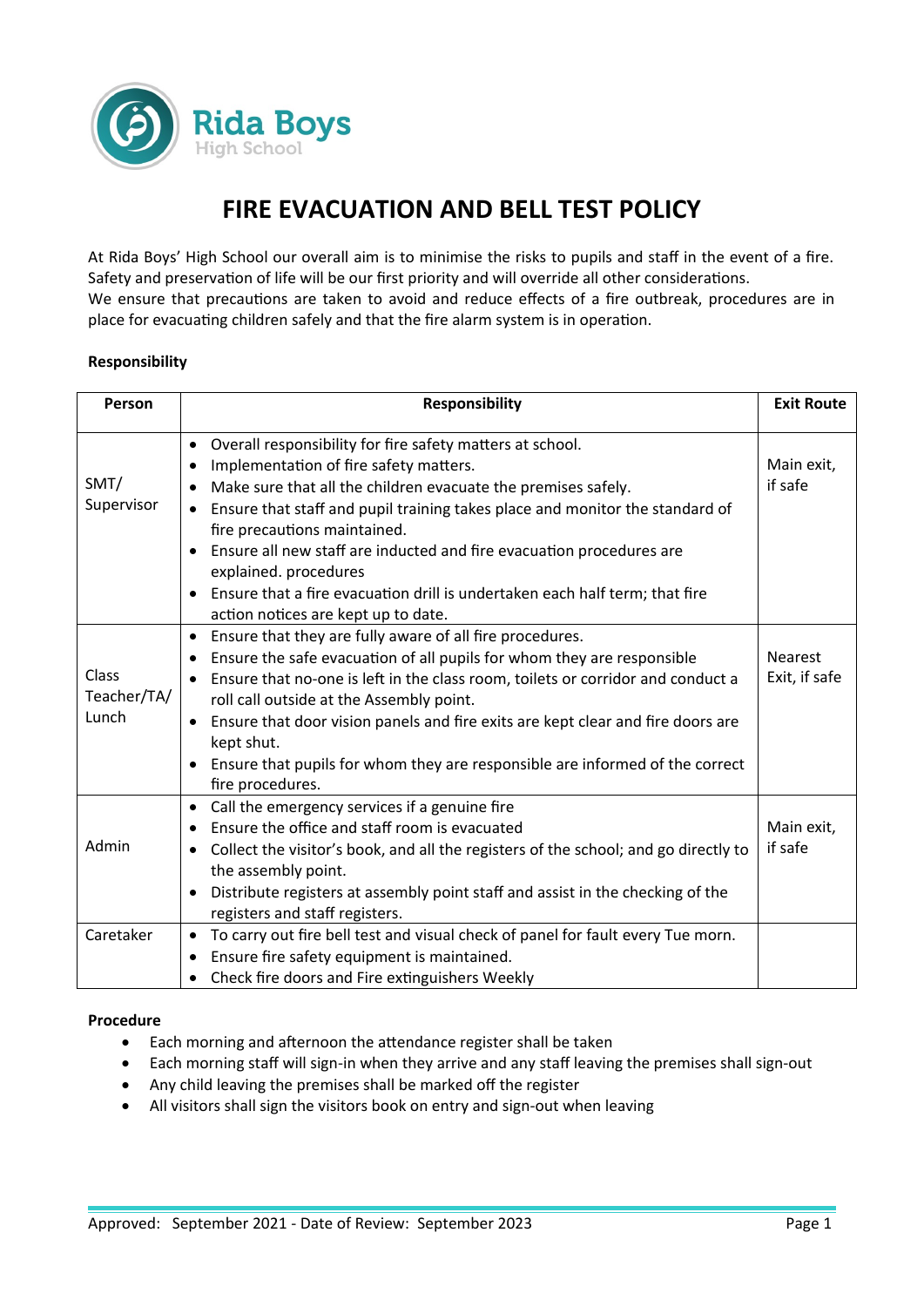Rida Boys
High School

# FIRE EVACUATION AND BELL TEST POLICY

At Rida Boys' High School our overall aim is to minimise the risks to pupils and staff in the event of a fire. Safety and preservation of life will be our first priority and will override all other considerations.
We ensure that precautions are taken to avoid and reduce effects of a fire outbreak, procedures are in place for evacuating children safely and that the fire alarm system is in operation.

**Responsibility**

| Person | Responsibility | Exit Route |
|---|---|---|
| SMT/ Supervisor | • Overall responsibility for fire safety matters at school.<br>• Implementation of fire safety matters.<br>• Make sure that all the children evacuate the premises safely.<br>• Ensure that staff and pupil training takes place and monitor the standard of fire precautions maintained.<br>• Ensure all new staff are inducted and fire evacuation procedures are explained. procedures<br>• Ensure that a fire evacuation drill is undertaken each half term; that fire action notices are kept up to date. | Main exit, if safe |
| Class Teacher/TA/ Lunch | • Ensure that they are fully aware of all fire procedures.<br>• Ensure the safe evacuation of all pupils for whom they are responsible<br>• Ensure that no-one is left in the class room, toilets or corridor and conduct a roll call outside at the Assembly point.<br>• Ensure that door vision panels and fire exits are kept clear and fire doors are kept shut.<br>• Ensure that pupils for whom they are responsible are informed of the correct fire procedures. | Nearest Exit, if safe |
| Admin | • Call the emergency services if a genuine fire<br>• Ensure the office and staff room is evacuated<br>• Collect the visitor's book, and all the registers of the school; and go directly to the assembly point.<br>• Distribute registers at assembly point staff and assist in the checking of the registers and staff registers. | Main exit, if safe |
| Caretaker | • To carry out fire bell test and visual check of panel for fault every Tue morn.<br>• Ensure fire safety equipment is maintained.<br>• Check fire doors and Fire extinguishers Weekly | |

**Procedure**

- Each morning and afternoon the attendance register shall be taken
- Each morning staff will sign-in when they arrive and any staff leaving the premises shall sign-out
- Any child leaving the premises shall be marked off the register
- All visitors shall sign the visitors book on entry and sign-out when leaving

Approved: September 2021 - Date of Review: September 2023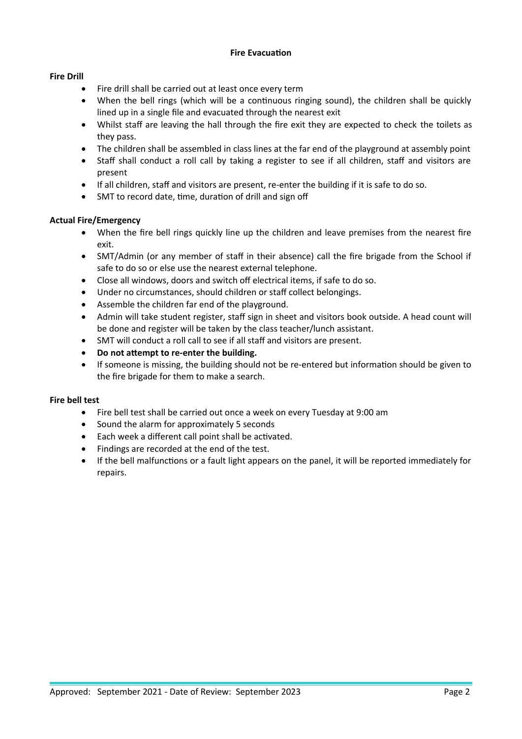## Fire Evacuation

### Fire Drill

- Fire drill shall be carried out at least once every term
- When the bell rings (which will be a continuous ringing sound), the children shall be quickly lined up in a single file and evacuated through the nearest exit
- Whilst staff are leaving the hall through the fire exit they are expected to check the toilets as they pass.
- The children shall be assembled in class lines at the far end of the playground at assembly point
- Staff shall conduct a roll call by taking a register to see if all children, staff and visitors are present
- If all children, staff and visitors are present, re-enter the building if it is safe to do so.
- SMT to record date, time, duration of drill and sign off

### Actual Fire/Emergency

- When the fire bell rings quickly line up the children and leave premises from the nearest fire exit.
- SMT/Admin (or any member of staff in their absence) call the fire brigade from the School if safe to do so or else use the nearest external telephone.
- Close all windows, doors and switch off electrical items, if safe to do so.
- Under no circumstances, should children or staff collect belongings.
- Assemble the children far end of the playground.
- Admin will take student register, staff sign in sheet and visitors book outside. A head count will be done and register will be taken by the class teacher/lunch assistant.
- SMT will conduct a roll call to see if all staff and visitors are present.
- **Do not attempt to re-enter the building.**
- If someone is missing, the building should not be re-entered but information should be given to the fire brigade for them to make a search.

### Fire bell test

- Fire bell test shall be carried out once a week on every Tuesday at 9:00 am
- Sound the alarm for approximately 5 seconds
- Each week a different call point shall be activated.
- Findings are recorded at the end of the test.
- If the bell malfunctions or a fault light appears on the panel, it will be reported immediately for repairs.

Approved: September 2021 - Date of Review: September 2023